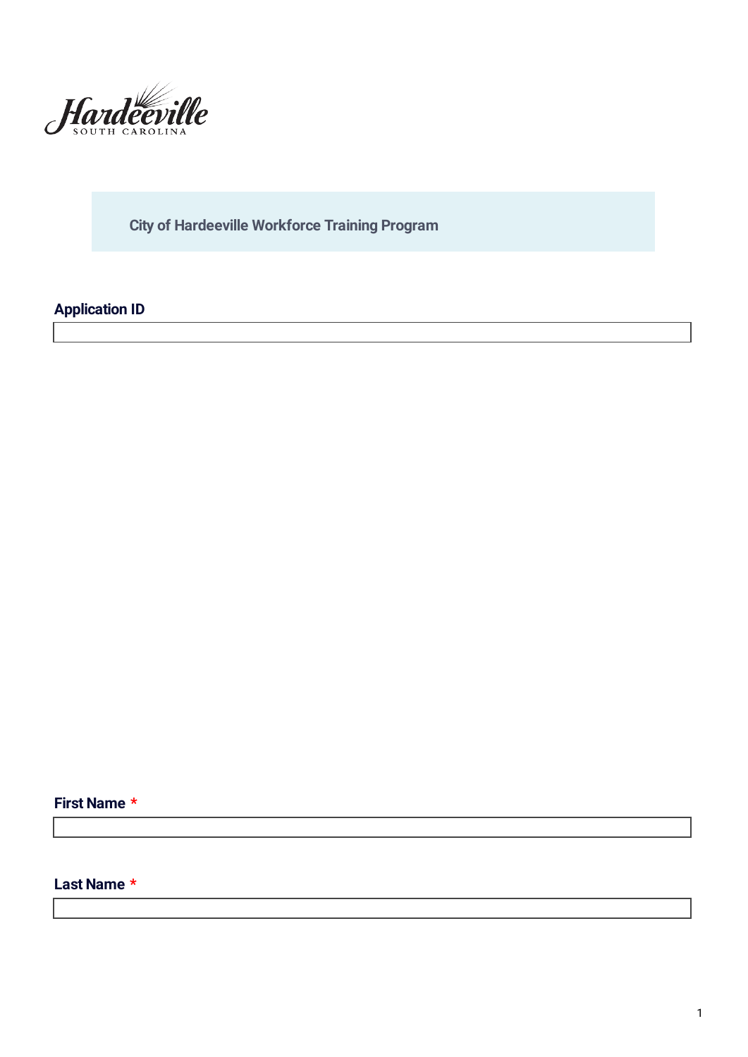Hardeeville
SOUTH CAROLINA

## City of Hardeeville Workforce Training Program

**Application ID**

**First Name** *

**Last Name** *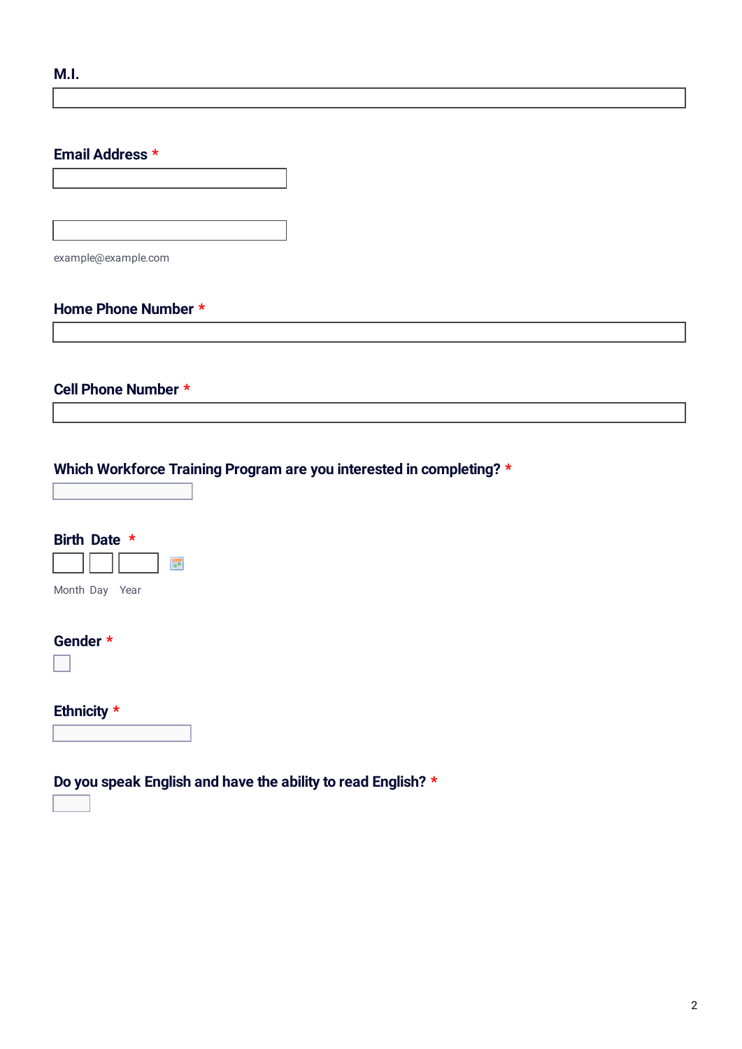**M.I.**

**Email Address** *

example@example.com

**Home Phone Number** *

**Cell Phone Number** *

**Which Workforce Training Program are you interested in completing?** *

**Birth Date** *

Month Day Year

**Gender** *

**Ethnicity** *

**Do you speak English and have the ability to read English?** *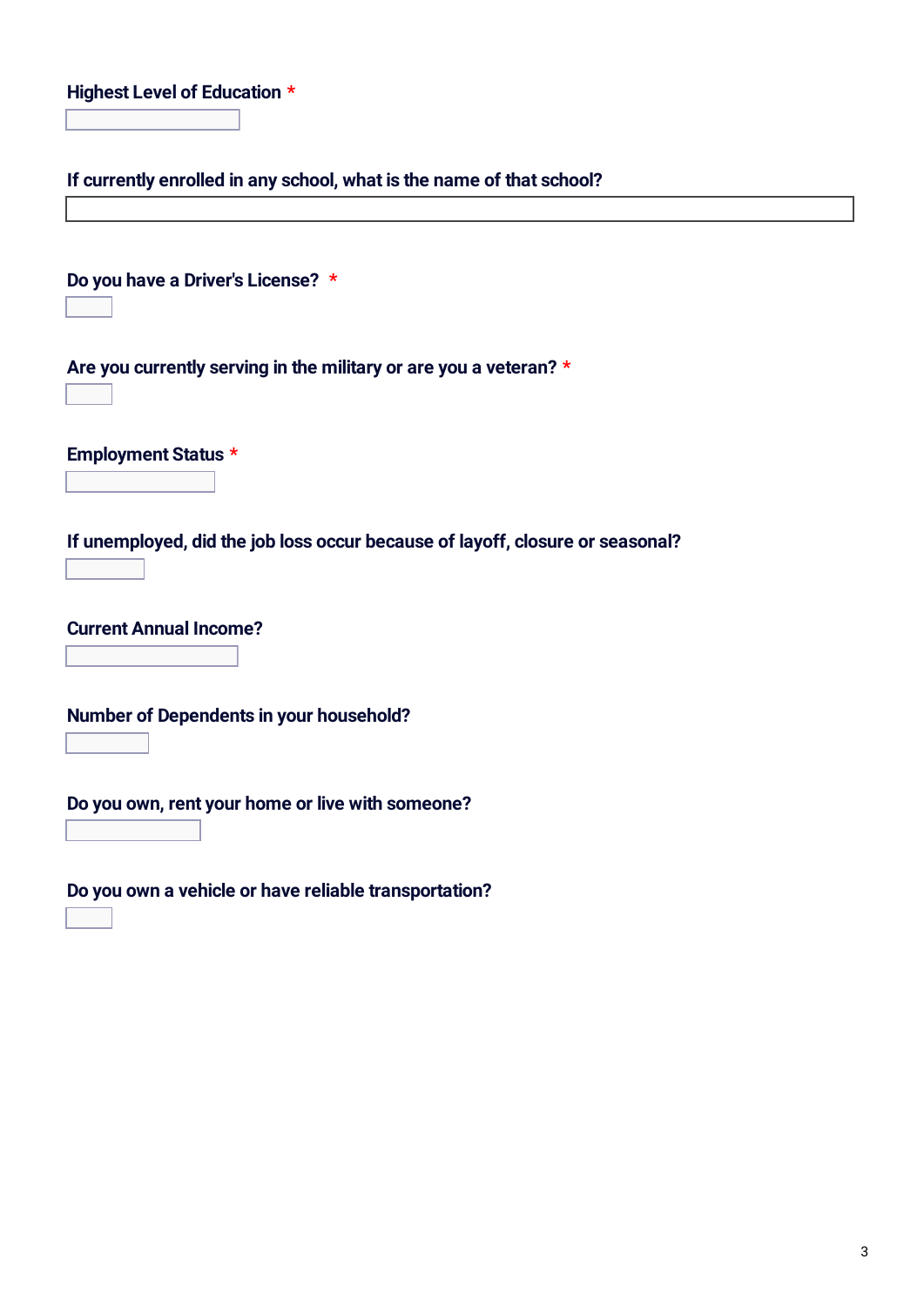**Highest Level of Education** *

**If currently enrolled in any school, what is the name of that school?**

**Do you have a Driver's License?** *

**Are you currently serving in the military or are you a veteran?** *

**Employment Status** *

**If unemployed, did the job loss occur because of layoff, closure or seasonal?**

**Current Annual Income?**

**Number of Dependents in your household?**

**Do you own, rent your home or live with someone?**

**Do you own a vehicle or have reliable transportation?**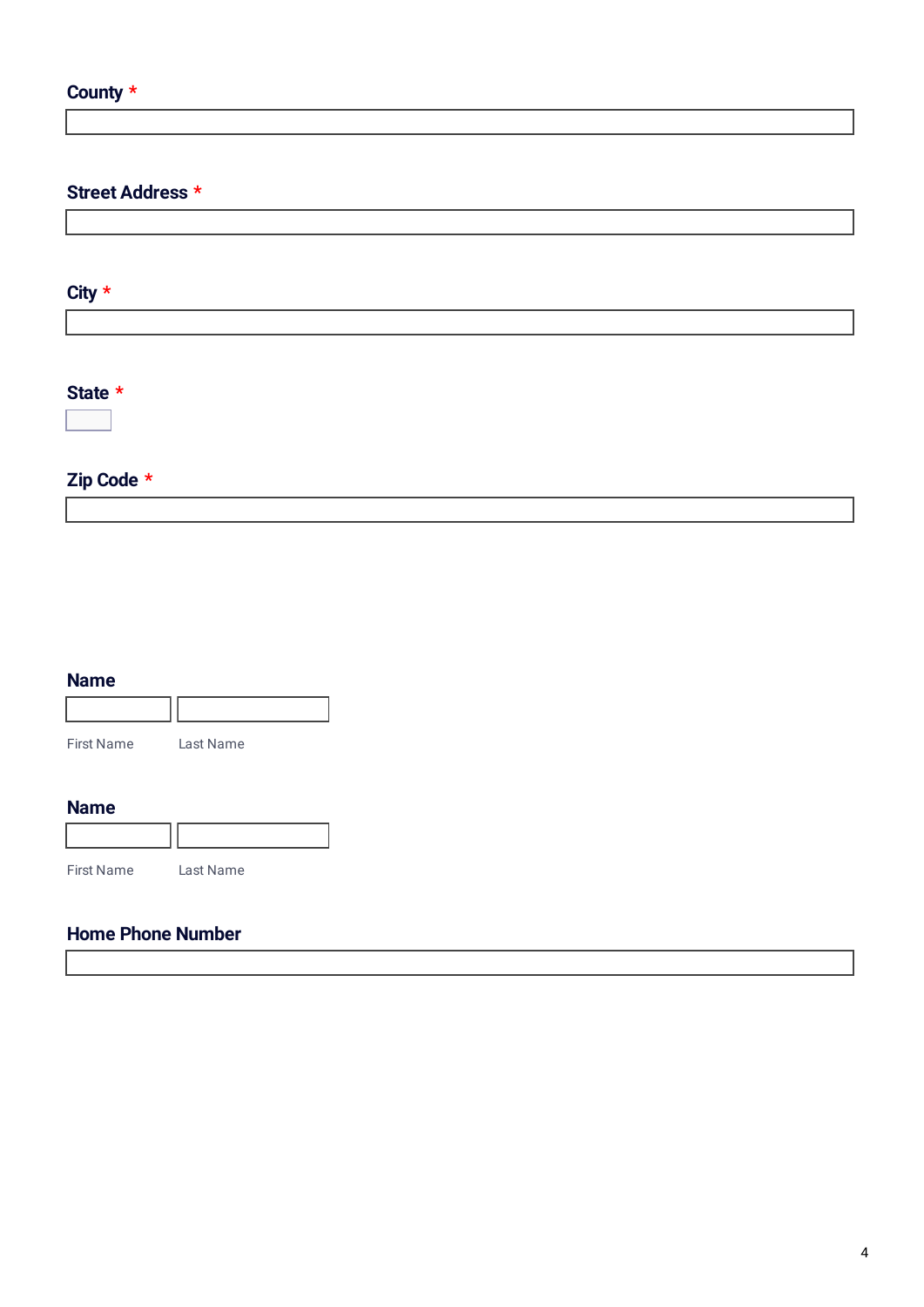**County** *

**Street Address** *

**City** *

**State** *

**Zip Code** *

**Name**

First Name Last Name

**Name**

First Name Last Name

**Home Phone Number**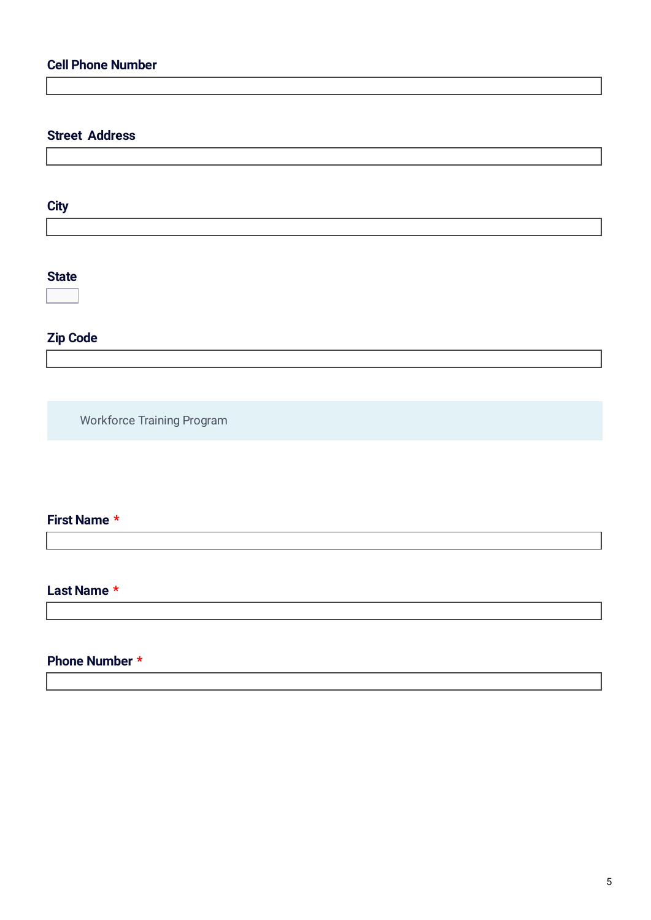**Cell Phone Number**

**Street Address**

**City**

**State**

**Zip Code**

Workforce Training Program

**First Name** *

**Last Name** *

**Phone Number** *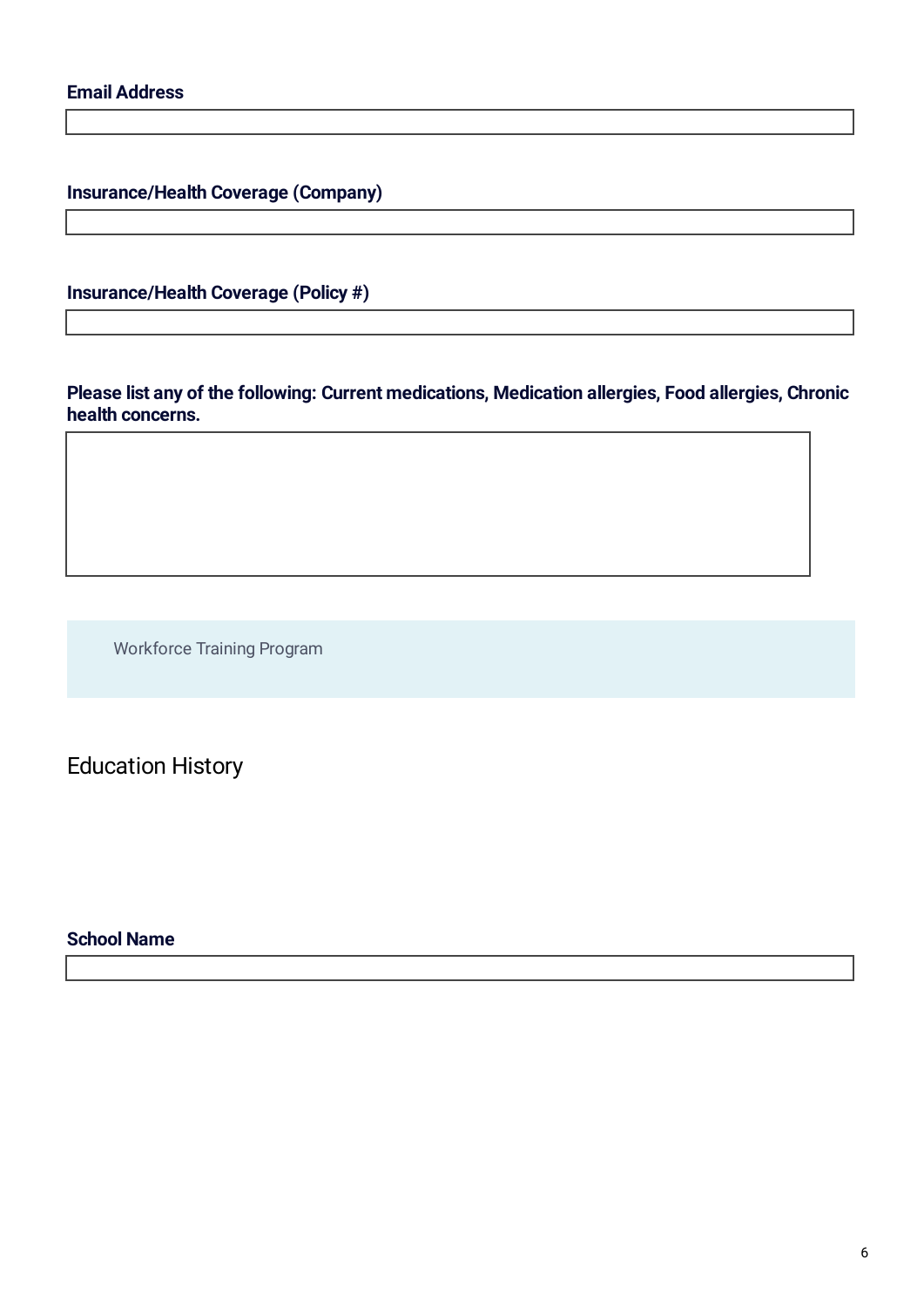**Email Address**

**Insurance/Health Coverage (Company)**

**Insurance/Health Coverage (Policy #)**

**Please list any of the following: Current medications, Medication allergies, Food allergies, Chronic health concerns.**

Workforce Training Program

## Education History

**School Name**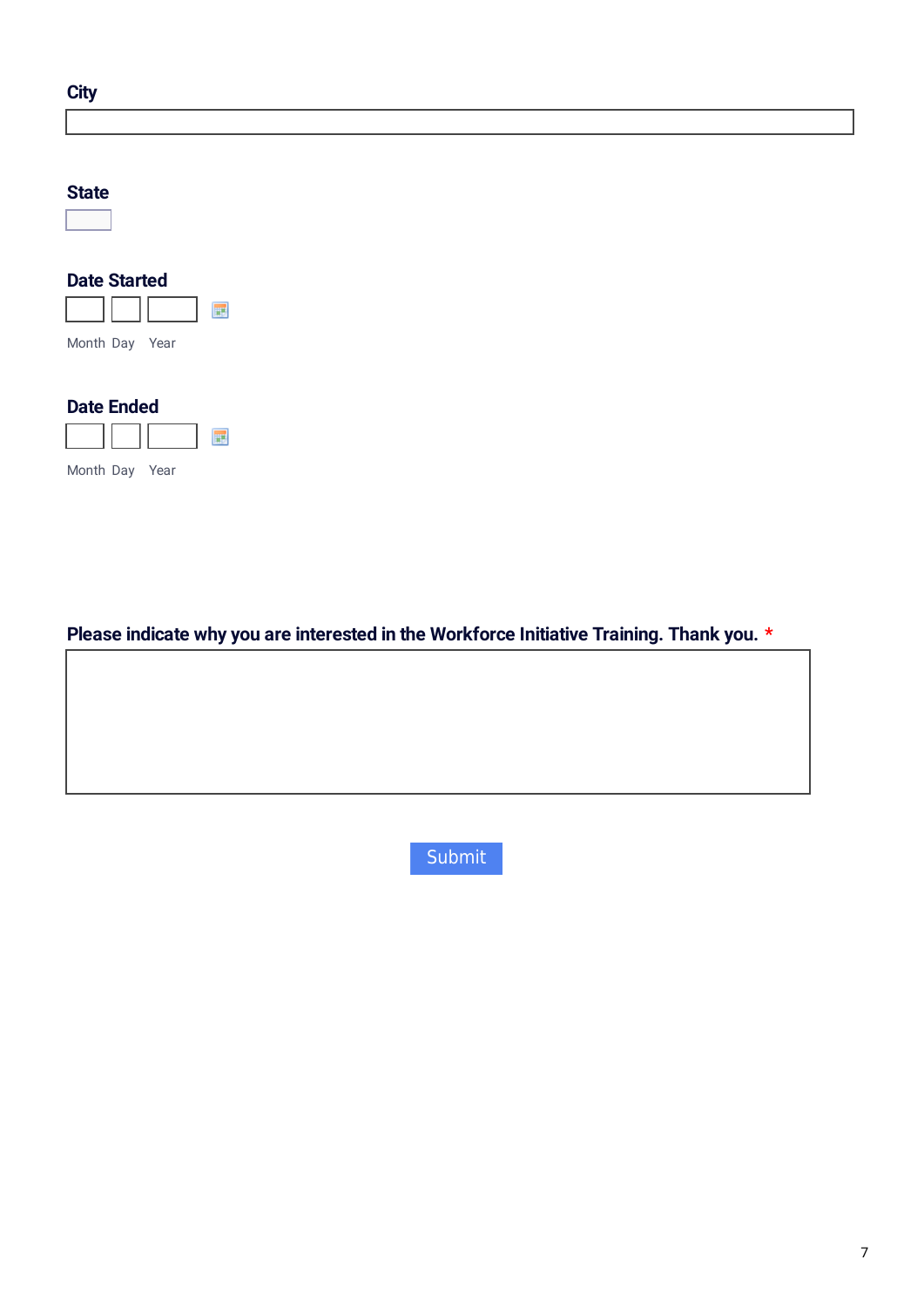**City**

**State**

**Date Started**

Month Day Year

**Date Ended**

Month Day Year

**Please indicate why you are interested in the Workforce Initiative Training. Thank you.** *

Submit